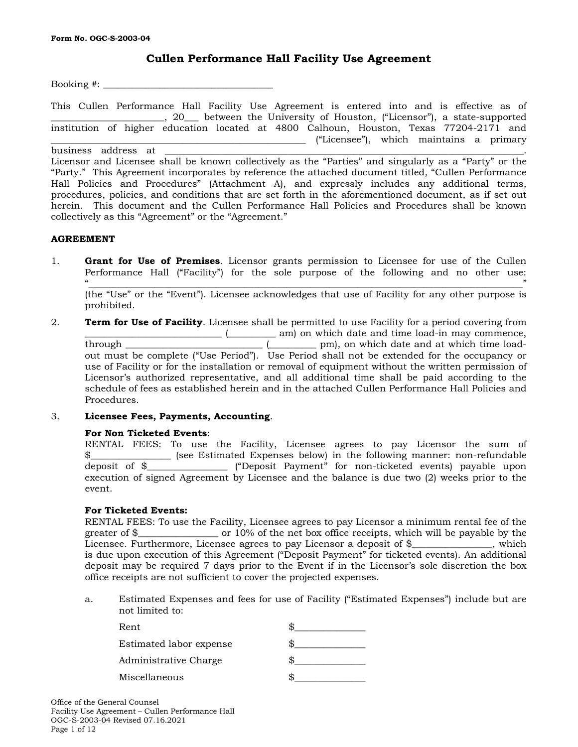Form No. OGC-S-2003-04

# Cullen Performance Hall Facility Use Agreement

Booking #: ___________________________________

This Cullen Performance Hall Facility Use Agreement is entered into and is effective as of _______________________, 20___ between the University of Houston, ("Licensor"), a state-supported institution of higher education located at 4800 Calhoun, Houston, Texas 77204-2171 and ___________________________________________________ ("Licensee"), which maintains a primary business address at ___________________________________________________________________________. Licensor and Licensee shall be known collectively as the "Parties" and singularly as a "Party" or the "Party." This Agreement incorporates by reference the attached document titled, "Cullen Performance Hall Policies and Procedures" (Attachment A), and expressly includes any additional terms, procedures, policies, and conditions that are set forth in the aforementioned document, as if set out herein. This document and the Cullen Performance Hall Policies and Procedures shall be known collectively as this "Agreement" or the "Agreement."

**AGREEMENT**

1. **Grant for Use of Premises**. Licensor grants permission to Licensee for use of the Cullen Performance Hall ("Facility") for the sole purpose of the following and no other use: "_____________________________________________________________________________________________" (the "Use" or the "Event"). Licensee acknowledges that use of Facility for any other purpose is prohibited.

2. **Term for Use of Facility**. Licensee shall be permitted to use Facility for a period covering from ____________________________ (_________ am) on which date and time load-in may commence, through ____________________________ (_________ pm), on which date and at which time load-out must be complete ("Use Period"). Use Period shall not be extended for the occupancy or use of Facility or for the installation or removal of equipment without the written permission of Licensor's authorized representative, and all additional time shall be paid according to the schedule of fees as established herein and in the attached Cullen Performance Hall Policies and Procedures.

3. **Licensee Fees, Payments, Accounting**.

   **For Non Ticketed Events**:
   RENTAL FEES: To use the Facility, Licensee agrees to pay Licensor the sum of $________________ (see Estimated Expenses below) in the following manner: non-refundable deposit of $________________ ("Deposit Payment" for non-ticketed events) payable upon execution of signed Agreement by Licensee and the balance is due two (2) weeks prior to the event.

   **For Ticketed Events:**
   RENTAL FEES: To use the Facility, Licensee agrees to pay Licensor a minimum rental fee of the greater of $________________ or 10% of the net box office receipts, which will be payable by the Licensee. Furthermore, Licensee agrees to pay Licensor a deposit of $________________, which is due upon execution of this Agreement ("Deposit Payment" for ticketed events). An additional deposit may be required 7 days prior to the Event if in the Licensor's sole discretion the box office receipts are not sufficient to cover the projected expenses.

   a. Estimated Expenses and fees for use of Facility ("Estimated Expenses") include but are not limited to:

      | | |
      |---|---|
      | Rent | $______________ |
      | Estimated labor expense | $______________ |
      | Administrative Charge | $______________ |
      | Miscellaneous | $______________ |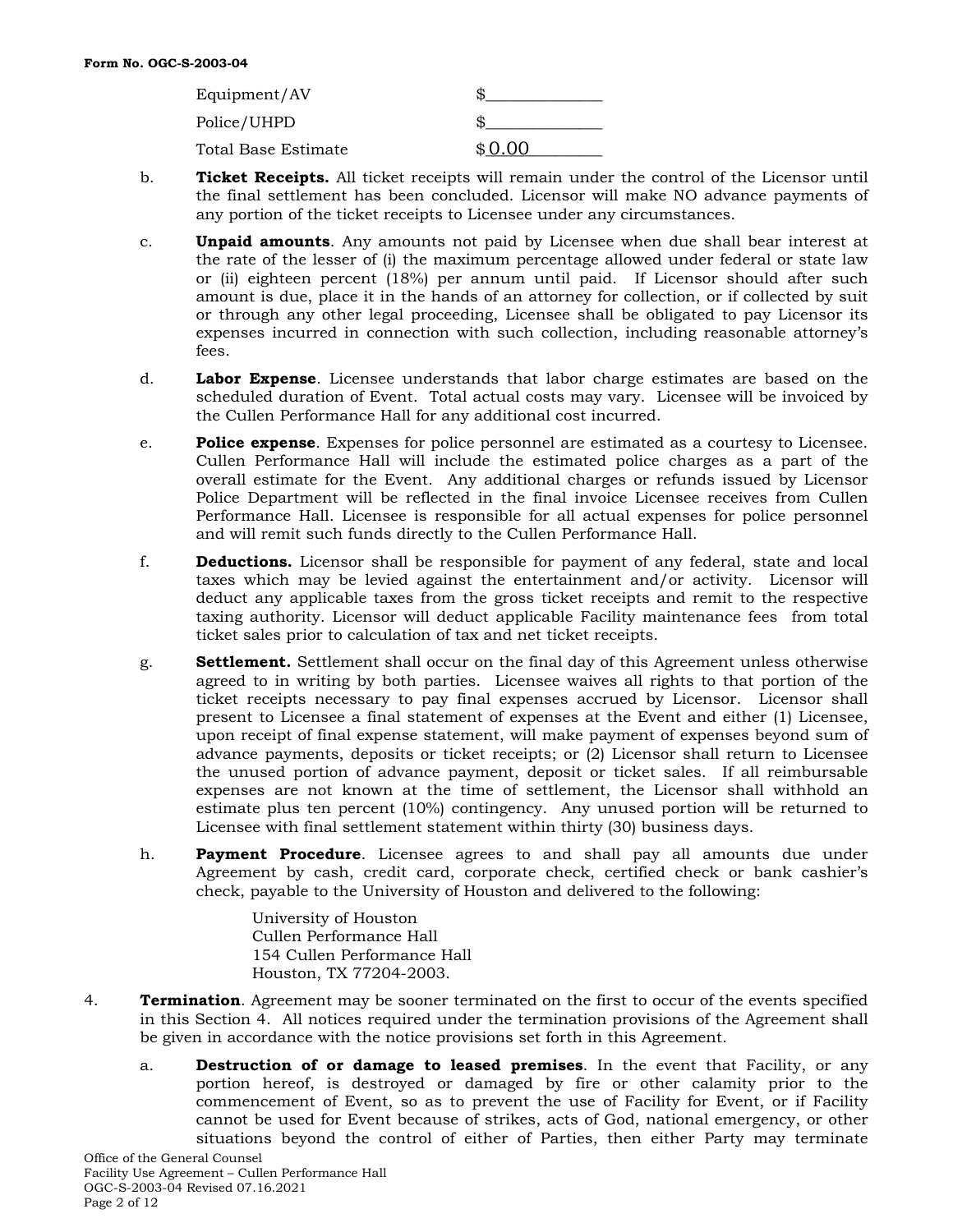| | |
|---|---|
| Equipment/AV | $______________ |
| Police/UHPD | $______________ |
| Total Base Estimate | $0.00 |

b. **Ticket Receipts.** All ticket receipts will remain under the control of the Licensor until the final settlement has been concluded. Licensor will make NO advance payments of any portion of the ticket receipts to Licensee under any circumstances.

c. **Unpaid amounts**. Any amounts not paid by Licensee when due shall bear interest at the rate of the lesser of (i) the maximum percentage allowed under federal or state law or (ii) eighteen percent (18%) per annum until paid. If Licensor should after such amount is due, place it in the hands of an attorney for collection, or if collected by suit or through any other legal proceeding, Licensee shall be obligated to pay Licensor its expenses incurred in connection with such collection, including reasonable attorney's fees.

d. **Labor Expense**. Licensee understands that labor charge estimates are based on the scheduled duration of Event. Total actual costs may vary. Licensee will be invoiced by the Cullen Performance Hall for any additional cost incurred.

e. **Police expense**. Expenses for police personnel are estimated as a courtesy to Licensee. Cullen Performance Hall will include the estimated police charges as a part of the overall estimate for the Event. Any additional charges or refunds issued by Licensor Police Department will be reflected in the final invoice Licensee receives from Cullen Performance Hall. Licensee is responsible for all actual expenses for police personnel and will remit such funds directly to the Cullen Performance Hall.

f. **Deductions.** Licensor shall be responsible for payment of any federal, state and local taxes which may be levied against the entertainment and/or activity. Licensor will deduct any applicable taxes from the gross ticket receipts and remit to the respective taxing authority. Licensor will deduct applicable Facility maintenance fees from total ticket sales prior to calculation of tax and net ticket receipts.

g. **Settlement.** Settlement shall occur on the final day of this Agreement unless otherwise agreed to in writing by both parties. Licensee waives all rights to that portion of the ticket receipts necessary to pay final expenses accrued by Licensor. Licensor shall present to Licensee a final statement of expenses at the Event and either (1) Licensee, upon receipt of final expense statement, will make payment of expenses beyond sum of advance payments, deposits or ticket receipts; or (2) Licensor shall return to Licensee the unused portion of advance payment, deposit or ticket sales. If all reimbursable expenses are not known at the time of settlement, the Licensor shall withhold an estimate plus ten percent (10%) contingency. Any unused portion will be returned to Licensee with final settlement statement within thirty (30) business days.

h. **Payment Procedure**. Licensee agrees to and shall pay all amounts due under Agreement by cash, credit card, corporate check, certified check or bank cashier's check, payable to the University of Houston and delivered to the following:

University of Houston
Cullen Performance Hall
154 Cullen Performance Hall
Houston, TX 77204-2003.

4. **Termination**. Agreement may be sooner terminated on the first to occur of the events specified in this Section 4. All notices required under the termination provisions of the Agreement shall be given in accordance with the notice provisions set forth in this Agreement.

a. **Destruction of or damage to leased premises**. In the event that Facility, or any portion hereof, is destroyed or damaged by fire or other calamity prior to the commencement of Event, so as to prevent the use of Facility for Event, or if Facility cannot be used for Event because of strikes, acts of God, national emergency, or other situations beyond the control of either of Parties, then either Party may terminate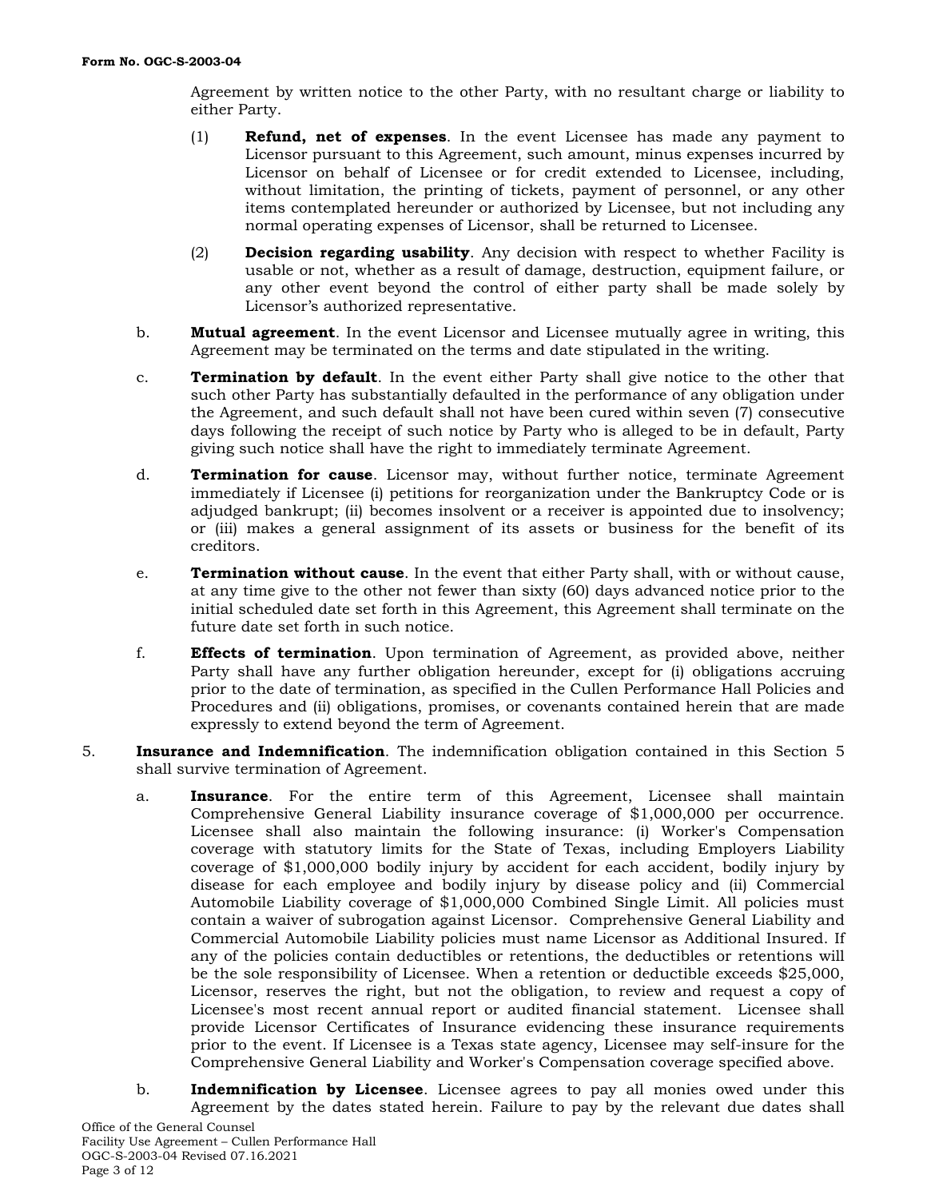Agreement by written notice to the other Party, with no resultant charge or liability to either Party.

(1) **Refund, net of expenses**. In the event Licensee has made any payment to Licensor pursuant to this Agreement, such amount, minus expenses incurred by Licensor on behalf of Licensee or for credit extended to Licensee, including, without limitation, the printing of tickets, payment of personnel, or any other items contemplated hereunder or authorized by Licensee, but not including any normal operating expenses of Licensor, shall be returned to Licensee.

(2) **Decision regarding usability**. Any decision with respect to whether Facility is usable or not, whether as a result of damage, destruction, equipment failure, or any other event beyond the control of either party shall be made solely by Licensor's authorized representative.

b. **Mutual agreement**. In the event Licensor and Licensee mutually agree in writing, this Agreement may be terminated on the terms and date stipulated in the writing.

c. **Termination by default**. In the event either Party shall give notice to the other that such other Party has substantially defaulted in the performance of any obligation under the Agreement, and such default shall not have been cured within seven (7) consecutive days following the receipt of such notice by Party who is alleged to be in default, Party giving such notice shall have the right to immediately terminate Agreement.

d. **Termination for cause**. Licensor may, without further notice, terminate Agreement immediately if Licensee (i) petitions for reorganization under the Bankruptcy Code or is adjudged bankrupt; (ii) becomes insolvent or a receiver is appointed due to insolvency; or (iii) makes a general assignment of its assets or business for the benefit of its creditors.

e. **Termination without cause**. In the event that either Party shall, with or without cause, at any time give to the other not fewer than sixty (60) days advanced notice prior to the initial scheduled date set forth in this Agreement, this Agreement shall terminate on the future date set forth in such notice.

f. **Effects of termination**. Upon termination of Agreement, as provided above, neither Party shall have any further obligation hereunder, except for (i) obligations accruing prior to the date of termination, as specified in the Cullen Performance Hall Policies and Procedures and (ii) obligations, promises, or covenants contained herein that are made expressly to extend beyond the term of Agreement.

5. **Insurance and Indemnification**. The indemnification obligation contained in this Section 5 shall survive termination of Agreement.

a. **Insurance**. For the entire term of this Agreement, Licensee shall maintain Comprehensive General Liability insurance coverage of $1,000,000 per occurrence. Licensee shall also maintain the following insurance: (i) Worker's Compensation coverage with statutory limits for the State of Texas, including Employers Liability coverage of $1,000,000 bodily injury by accident for each accident, bodily injury by disease for each employee and bodily injury by disease policy and (ii) Commercial Automobile Liability coverage of $1,000,000 Combined Single Limit. All policies must contain a waiver of subrogation against Licensor. Comprehensive General Liability and Commercial Automobile Liability policies must name Licensor as Additional Insured. If any of the policies contain deductibles or retentions, the deductibles or retentions will be the sole responsibility of Licensee. When a retention or deductible exceeds $25,000, Licensor, reserves the right, but not the obligation, to review and request a copy of Licensee's most recent annual report or audited financial statement. Licensee shall provide Licensor Certificates of Insurance evidencing these insurance requirements prior to the event. If Licensee is a Texas state agency, Licensee may self-insure for the Comprehensive General Liability and Worker's Compensation coverage specified above.

b. **Indemnification by Licensee**. Licensee agrees to pay all monies owed under this Agreement by the dates stated herein. Failure to pay by the relevant due dates shall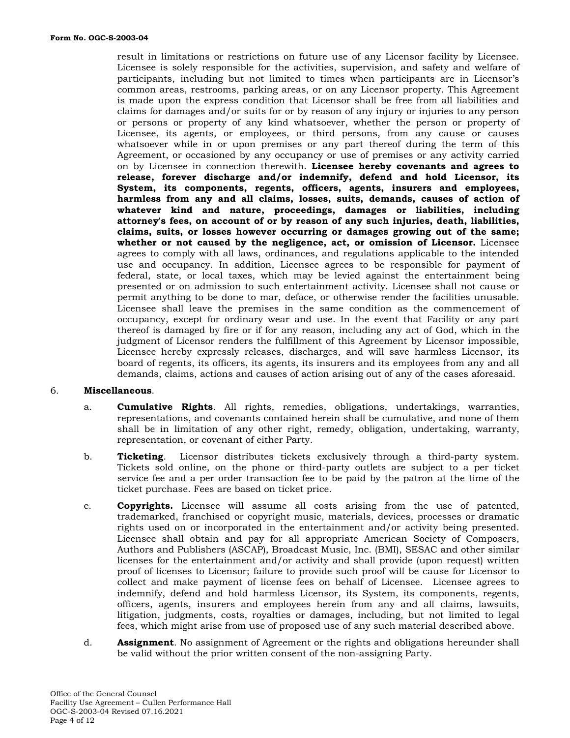result in limitations or restrictions on future use of any Licensor facility by Licensee. Licensee is solely responsible for the activities, supervision, and safety and welfare of participants, including but not limited to times when participants are in Licensor's common areas, restrooms, parking areas, or on any Licensor property. This Agreement is made upon the express condition that Licensor shall be free from all liabilities and claims for damages and/or suits for or by reason of any injury or injuries to any person or persons or property of any kind whatsoever, whether the person or property of Licensee, its agents, or employees, or third persons, from any cause or causes whatsoever while in or upon premises or any part thereof during the term of this Agreement, or occasioned by any occupancy or use of premises or any activity carried on by Licensee in connection therewith. **Licensee hereby covenants and agrees to release, forever discharge and/or indemnify, defend and hold Licensor, its System, its components, regents, officers, agents, insurers and employees, harmless from any and all claims, losses, suits, demands, causes of action of whatever kind and nature, proceedings, damages or liabilities, including attorney's fees, on account of or by reason of any such injuries, death, liabilities, claims, suits, or losses however occurring or damages growing out of the same; whether or not caused by the negligence, act, or omission of Licensor.** Licensee agrees to comply with all laws, ordinances, and regulations applicable to the intended use and occupancy. In addition, Licensee agrees to be responsible for payment of federal, state, or local taxes, which may be levied against the entertainment being presented or on admission to such entertainment activity. Licensee shall not cause or permit anything to be done to mar, deface, or otherwise render the facilities unusable. Licensee shall leave the premises in the same condition as the commencement of occupancy, except for ordinary wear and use. In the event that Facility or any part thereof is damaged by fire or if for any reason, including any act of God, which in the judgment of Licensor renders the fulfillment of this Agreement by Licensor impossible, Licensee hereby expressly releases, discharges, and will save harmless Licensor, its board of regents, its officers, its agents, its insurers and its employees from any and all demands, claims, actions and causes of action arising out of any of the cases aforesaid.

6. **Miscellaneous**.

   a. **Cumulative Rights**. All rights, remedies, obligations, undertakings, warranties, representations, and covenants contained herein shall be cumulative, and none of them shall be in limitation of any other right, remedy, obligation, undertaking, warranty, representation, or covenant of either Party.

   b. **Ticketing**. Licensor distributes tickets exclusively through a third-party system. Tickets sold online, on the phone or third-party outlets are subject to a per ticket service fee and a per order transaction fee to be paid by the patron at the time of the ticket purchase. Fees are based on ticket price.

   c. **Copyrights.** Licensee will assume all costs arising from the use of patented, trademarked, franchised or copyright music, materials, devices, processes or dramatic rights used on or incorporated in the entertainment and/or activity being presented. Licensee shall obtain and pay for all appropriate American Society of Composers, Authors and Publishers (ASCAP), Broadcast Music, Inc. (BMI), SESAC and other similar licenses for the entertainment and/or activity and shall provide (upon request) written proof of licenses to Licensor; failure to provide such proof will be cause for Licensor to collect and make payment of license fees on behalf of Licensee. Licensee agrees to indemnify, defend and hold harmless Licensor, its System, its components, regents, officers, agents, insurers and employees herein from any and all claims, lawsuits, litigation, judgments, costs, royalties or damages, including, but not limited to legal fees, which might arise from use of proposed use of any such material described above.

   d. **Assignment**. No assignment of Agreement or the rights and obligations hereunder shall be valid without the prior written consent of the non-assigning Party.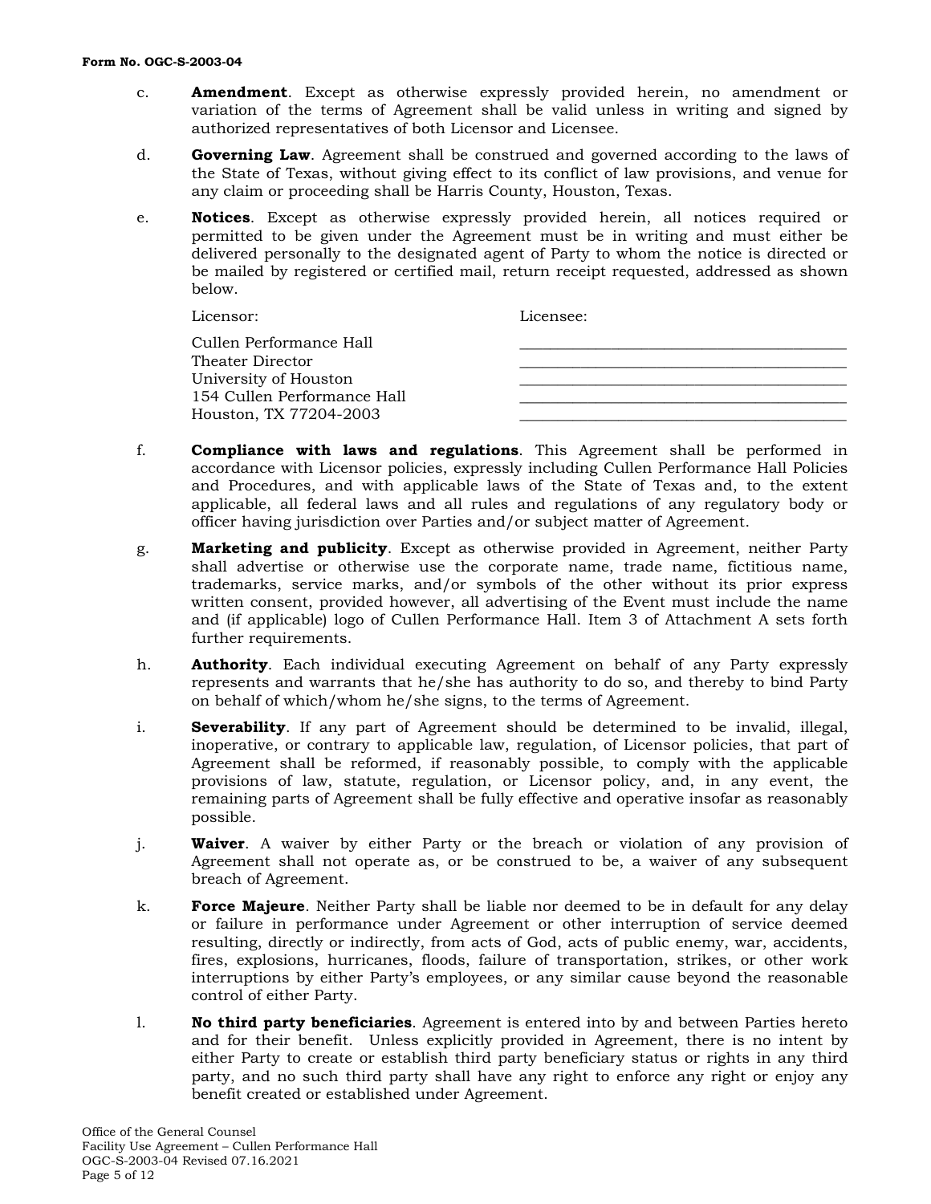c. **Amendment**. Except as otherwise expressly provided herein, no amendment or variation of the terms of Agreement shall be valid unless in writing and signed by authorized representatives of both Licensor and Licensee.

d. **Governing Law**. Agreement shall be construed and governed according to the laws of the State of Texas, without giving effect to its conflict of law provisions, and venue for any claim or proceeding shall be Harris County, Houston, Texas.

e. **Notices**. Except as otherwise expressly provided herein, all notices required or permitted to be given under the Agreement must be in writing and must either be delivered personally to the designated agent of Party to whom the notice is directed or be mailed by registered or certified mail, return receipt requested, addressed as shown below.

| Licensor: | Licensee: |
| --- | --- |
| Cullen Performance Hall | ________________________________ |
| Theater Director | ________________________________ |
| University of Houston | ________________________________ |
| 154 Cullen Performance Hall | ________________________________ |
| Houston, TX 77204-2003 | ________________________________ |

f. **Compliance with laws and regulations**. This Agreement shall be performed in accordance with Licensor policies, expressly including Cullen Performance Hall Policies and Procedures, and with applicable laws of the State of Texas and, to the extent applicable, all federal laws and all rules and regulations of any regulatory body or officer having jurisdiction over Parties and/or subject matter of Agreement.

g. **Marketing and publicity**. Except as otherwise provided in Agreement, neither Party shall advertise or otherwise use the corporate name, trade name, fictitious name, trademarks, service marks, and/or symbols of the other without its prior express written consent, provided however, all advertising of the Event must include the name and (if applicable) logo of Cullen Performance Hall. Item 3 of Attachment A sets forth further requirements.

h. **Authority**. Each individual executing Agreement on behalf of any Party expressly represents and warrants that he/she has authority to do so, and thereby to bind Party on behalf of which/whom he/she signs, to the terms of Agreement.

i. **Severability**. If any part of Agreement should be determined to be invalid, illegal, inoperative, or contrary to applicable law, regulation, of Licensor policies, that part of Agreement shall be reformed, if reasonably possible, to comply with the applicable provisions of law, statute, regulation, or Licensor policy, and, in any event, the remaining parts of Agreement shall be fully effective and operative insofar as reasonably possible.

j. **Waiver**. A waiver by either Party or the breach or violation of any provision of Agreement shall not operate as, or be construed to be, a waiver of any subsequent breach of Agreement.

k. **Force Majeure**. Neither Party shall be liable nor deemed to be in default for any delay or failure in performance under Agreement or other interruption of service deemed resulting, directly or indirectly, from acts of God, acts of public enemy, war, accidents, fires, explosions, hurricanes, floods, failure of transportation, strikes, or other work interruptions by either Party's employees, or any similar cause beyond the reasonable control of either Party.

l. **No third party beneficiaries**. Agreement is entered into by and between Parties hereto and for their benefit. Unless explicitly provided in Agreement, there is no intent by either Party to create or establish third party beneficiary status or rights in any third party, and no such third party shall have any right to enforce any right or enjoy any benefit created or established under Agreement.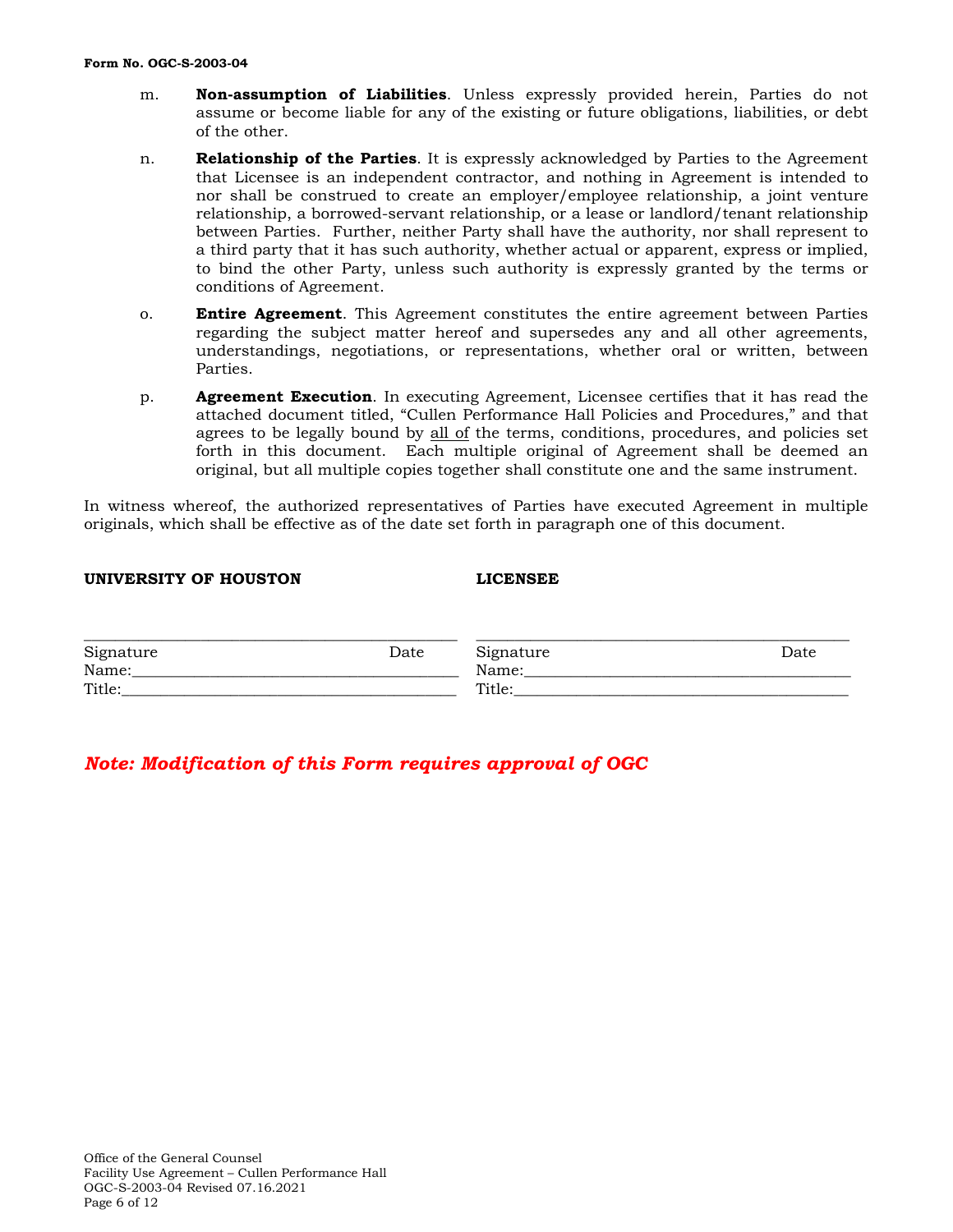m. **Non-assumption of Liabilities**. Unless expressly provided herein, Parties do not assume or become liable for any of the existing or future obligations, liabilities, or debt of the other.

n. **Relationship of the Parties**. It is expressly acknowledged by Parties to the Agreement that Licensee is an independent contractor, and nothing in Agreement is intended to nor shall be construed to create an employer/employee relationship, a joint venture relationship, a borrowed-servant relationship, or a lease or landlord/tenant relationship between Parties. Further, neither Party shall have the authority, nor shall represent to a third party that it has such authority, whether actual or apparent, express or implied, to bind the other Party, unless such authority is expressly granted by the terms or conditions of Agreement.

o. **Entire Agreement**. This Agreement constitutes the entire agreement between Parties regarding the subject matter hereof and supersedes any and all other agreements, understandings, negotiations, or representations, whether oral or written, between Parties.

p. **Agreement Execution**. In executing Agreement, Licensee certifies that it has read the attached document titled, "Cullen Performance Hall Policies and Procedures," and that agrees to be legally bound by <u>all of</u> the terms, conditions, procedures, and policies set forth in this document. Each multiple original of Agreement shall be deemed an original, but all multiple copies together shall constitute one and the same instrument.

In witness whereof, the authorized representatives of Parties have executed Agreement in multiple originals, which shall be effective as of the date set forth in paragraph one of this document.

| **UNIVERSITY OF HOUSTON** | | **LICENSEE** | |
|---|---|---|---|
| ______________________________ | | ______________________________ | |
| Signature | Date | Signature | Date |
| Name:__________________________ | | Name:__________________________ | |
| Title:__________________________ | | Title:__________________________ | |

***Note: Modification of this Form requires approval of OGC***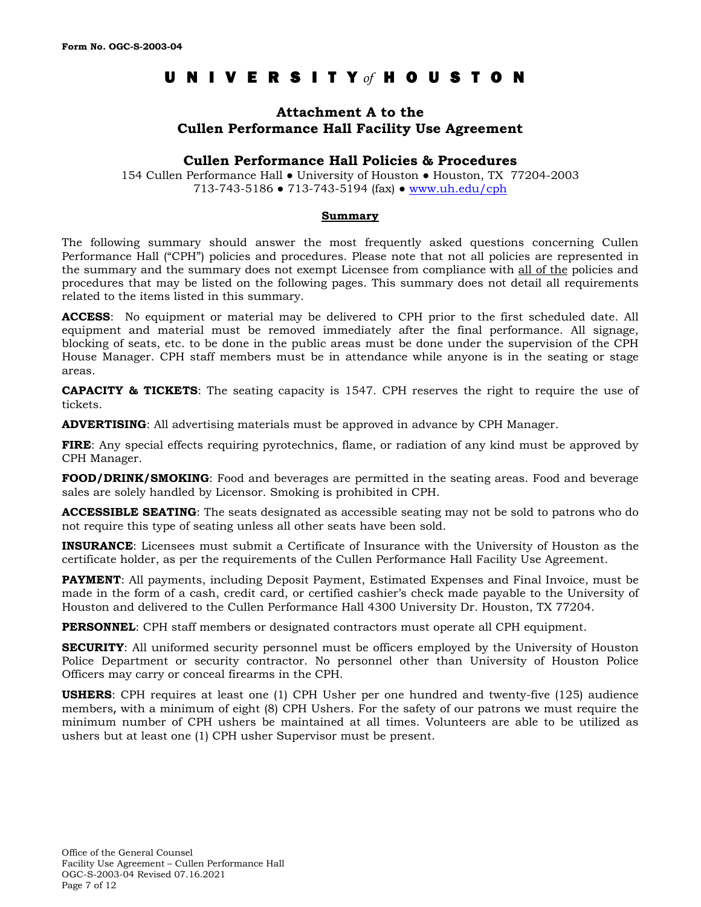Form No. OGC-S-2003-04

# UNIVERSITY *of* HOUSTON

## Attachment A to the Cullen Performance Hall Facility Use Agreement

### Cullen Performance Hall Policies & Procedures

154 Cullen Performance Hall ● University of Houston ● Houston, TX 77204-2003
713-743-5186 ● 713-743-5194 (fax) ● [www.uh.edu/cph](www.uh.edu/cph)

**Summary**

The following summary should answer the most frequently asked questions concerning Cullen Performance Hall ("CPH") policies and procedures. Please note that not all policies are represented in the summary and the summary does not exempt Licensee from compliance with all of the policies and procedures that may be listed on the following pages. This summary does not detail all requirements related to the items listed in this summary.

**ACCESS**: No equipment or material may be delivered to CPH prior to the first scheduled date. All equipment and material must be removed immediately after the final performance. All signage, blocking of seats, etc. to be done in the public areas must be done under the supervision of the CPH House Manager. CPH staff members must be in attendance while anyone is in the seating or stage areas.

**CAPACITY & TICKETS**: The seating capacity is 1547. CPH reserves the right to require the use of tickets.

**ADVERTISING**: All advertising materials must be approved in advance by CPH Manager.

**FIRE**: Any special effects requiring pyrotechnics, flame, or radiation of any kind must be approved by CPH Manager.

**FOOD/DRINK/SMOKING**: Food and beverages are permitted in the seating areas. Food and beverage sales are solely handled by Licensor. Smoking is prohibited in CPH.

**ACCESSIBLE SEATING**: The seats designated as accessible seating may not be sold to patrons who do not require this type of seating unless all other seats have been sold.

**INSURANCE**: Licensees must submit a Certificate of Insurance with the University of Houston as the certificate holder, as per the requirements of the Cullen Performance Hall Facility Use Agreement.

**PAYMENT**: All payments, including Deposit Payment, Estimated Expenses and Final Invoice, must be made in the form of a cash, credit card, or certified cashier's check made payable to the University of Houston and delivered to the Cullen Performance Hall 4300 University Dr. Houston, TX 77204.

**PERSONNEL**: CPH staff members or designated contractors must operate all CPH equipment.

**SECURITY**: All uniformed security personnel must be officers employed by the University of Houston Police Department or security contractor. No personnel other than University of Houston Police Officers may carry or conceal firearms in the CPH.

**USHERS**: CPH requires at least one (1) CPH Usher per one hundred and twenty-five (125) audience members, with a minimum of eight (8) CPH Ushers. For the safety of our patrons we must require the minimum number of CPH ushers be maintained at all times. Volunteers are able to be utilized as ushers but at least one (1) CPH usher Supervisor must be present.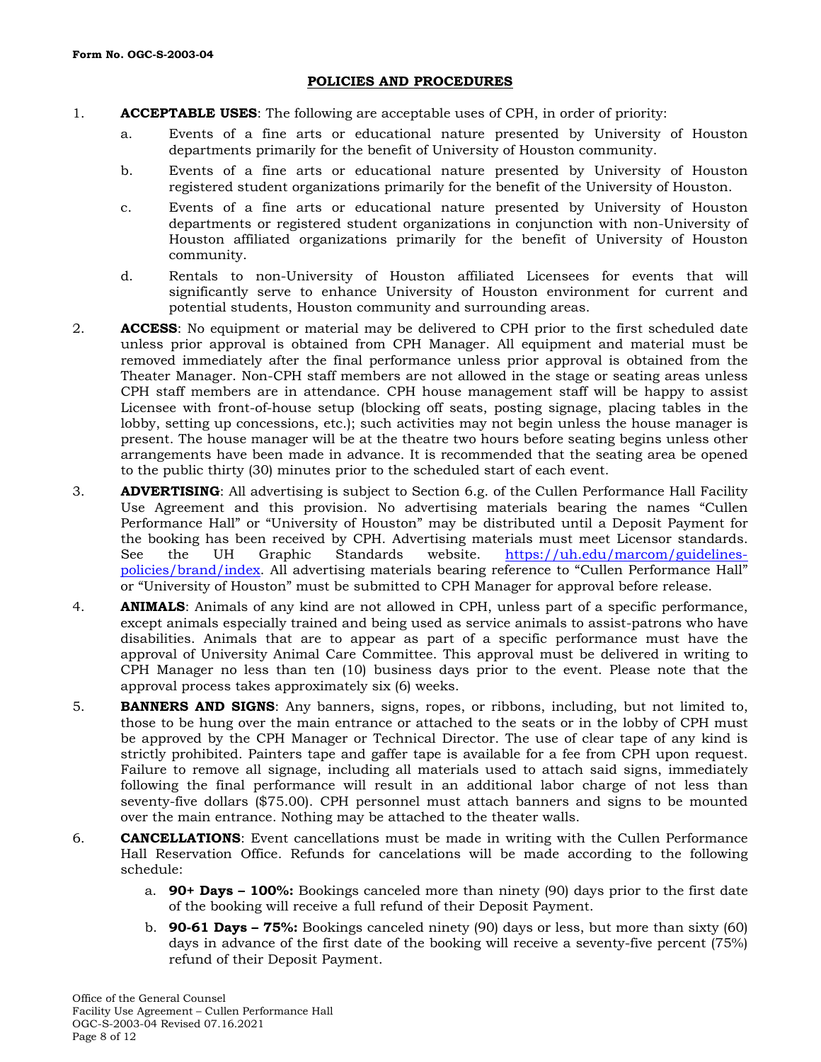**Form No. OGC-S-2003-04**

## POLICIES AND PROCEDURES

1. **ACCEPTABLE USES**: The following are acceptable uses of CPH, in order of priority:
   a. Events of a fine arts or educational nature presented by University of Houston departments primarily for the benefit of University of Houston community.
   b. Events of a fine arts or educational nature presented by University of Houston registered student organizations primarily for the benefit of the University of Houston.
   c. Events of a fine arts or educational nature presented by University of Houston departments or registered student organizations in conjunction with non-University of Houston affiliated organizations primarily for the benefit of University of Houston community.
   d. Rentals to non-University of Houston affiliated Licensees for events that will significantly serve to enhance University of Houston environment for current and potential students, Houston community and surrounding areas.

2. **ACCESS**: No equipment or material may be delivered to CPH prior to the first scheduled date unless prior approval is obtained from CPH Manager. All equipment and material must be removed immediately after the final performance unless prior approval is obtained from the Theater Manager. Non-CPH staff members are not allowed in the stage or seating areas unless CPH staff members are in attendance. CPH house management staff will be happy to assist Licensee with front-of-house setup (blocking off seats, posting signage, placing tables in the lobby, setting up concessions, etc.); such activities may not begin unless the house manager is present. The house manager will be at the theatre two hours before seating begins unless other arrangements have been made in advance. It is recommended that the seating area be opened to the public thirty (30) minutes prior to the scheduled start of each event.

3. **ADVERTISING**: All advertising is subject to Section 6.g. of the Cullen Performance Hall Facility Use Agreement and this provision. No advertising materials bearing the names "Cullen Performance Hall" or "University of Houston" may be distributed until a Deposit Payment for the booking has been received by CPH. Advertising materials must meet Licensor standards. See the UH Graphic Standards website. [https://uh.edu/marcom/guidelines-policies/brand/index](https://uh.edu/marcom/guidelines-policies/brand/index). All advertising materials bearing reference to "Cullen Performance Hall" or "University of Houston" must be submitted to CPH Manager for approval before release.

4. **ANIMALS**: Animals of any kind are not allowed in CPH, unless part of a specific performance, except animals especially trained and being used as service animals to assist-patrons who have disabilities. Animals that are to appear as part of a specific performance must have the approval of University Animal Care Committee. This approval must be delivered in writing to CPH Manager no less than ten (10) business days prior to the event. Please note that the approval process takes approximately six (6) weeks.

5. **BANNERS AND SIGNS**: Any banners, signs, ropes, or ribbons, including, but not limited to, those to be hung over the main entrance or attached to the seats or in the lobby of CPH must be approved by the CPH Manager or Technical Director. The use of clear tape of any kind is strictly prohibited. Painters tape and gaffer tape is available for a fee from CPH upon request. Failure to remove all signage, including all materials used to attach said signs, immediately following the final performance will result in an additional labor charge of not less than seventy-five dollars ($75.00). CPH personnel must attach banners and signs to be mounted over the main entrance. Nothing may be attached to the theater walls.

6. **CANCELLATIONS**: Event cancellations must be made in writing with the Cullen Performance Hall Reservation Office. Refunds for cancelations will be made according to the following schedule:
   a. **90+ Days – 100%:** Bookings canceled more than ninety (90) days prior to the first date of the booking will receive a full refund of their Deposit Payment.
   b. **90-61 Days – 75%:** Bookings canceled ninety (90) days or less, but more than sixty (60) days in advance of the first date of the booking will receive a seventy-five percent (75%) refund of their Deposit Payment.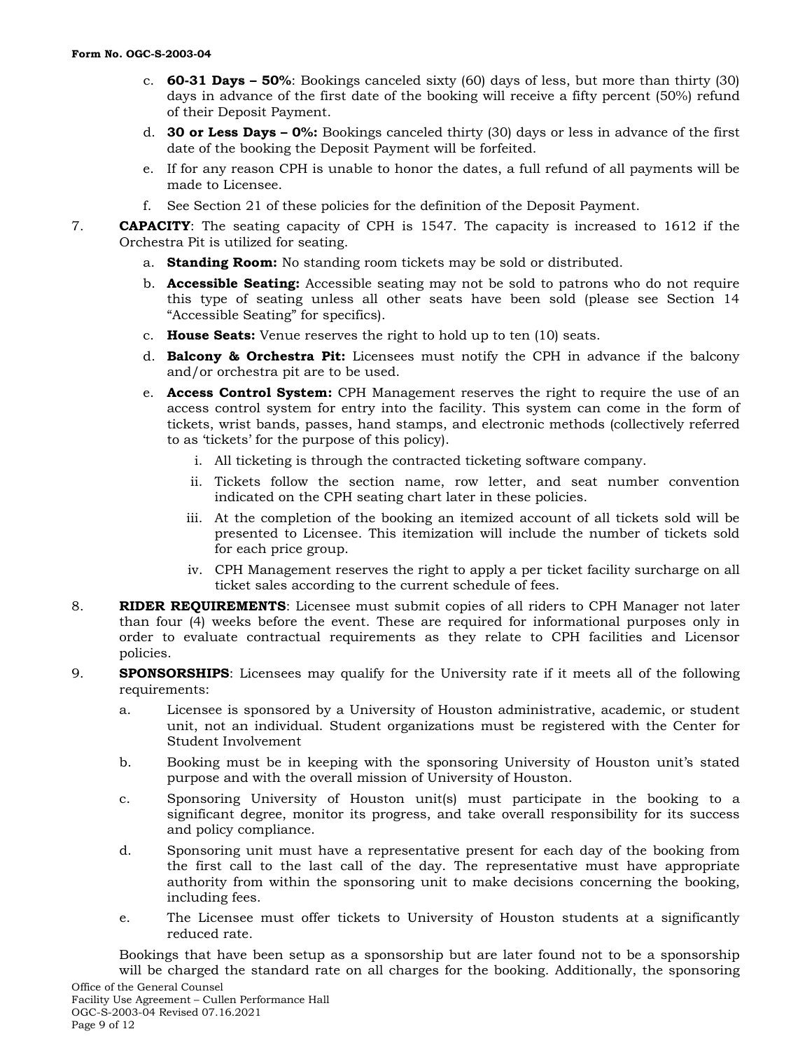c. **60-31 Days – 50%**: Bookings canceled sixty (60) days of less, but more than thirty (30) days in advance of the first date of the booking will receive a fifty percent (50%) refund of their Deposit Payment.

d. **30 or Less Days – 0%:** Bookings canceled thirty (30) days or less in advance of the first date of the booking the Deposit Payment will be forfeited.

e. If for any reason CPH is unable to honor the dates, a full refund of all payments will be made to Licensee.

f. See Section 21 of these policies for the definition of the Deposit Payment.

7. **CAPACITY**: The seating capacity of CPH is 1547. The capacity is increased to 1612 if the Orchestra Pit is utilized for seating.

   a. **Standing Room:** No standing room tickets may be sold or distributed.

   b. **Accessible Seating:** Accessible seating may not be sold to patrons who do not require this type of seating unless all other seats have been sold (please see Section 14 "Accessible Seating" for specifics).

   c. **House Seats:** Venue reserves the right to hold up to ten (10) seats.

   d. **Balcony & Orchestra Pit:** Licensees must notify the CPH in advance if the balcony and/or orchestra pit are to be used.

   e. **Access Control System:** CPH Management reserves the right to require the use of an access control system for entry into the facility. This system can come in the form of tickets, wrist bands, passes, hand stamps, and electronic methods (collectively referred to as 'tickets' for the purpose of this policy).

      i. All ticketing is through the contracted ticketing software company.

      ii. Tickets follow the section name, row letter, and seat number convention indicated on the CPH seating chart later in these policies.

      iii. At the completion of the booking an itemized account of all tickets sold will be presented to Licensee. This itemization will include the number of tickets sold for each price group.

      iv. CPH Management reserves the right to apply a per ticket facility surcharge on all ticket sales according to the current schedule of fees.

8. **RIDER REQUIREMENTS**: Licensee must submit copies of all riders to CPH Manager not later than four (4) weeks before the event. These are required for informational purposes only in order to evaluate contractual requirements as they relate to CPH facilities and Licensor policies.

9. **SPONSORSHIPS**: Licensees may qualify for the University rate if it meets all of the following requirements:

   a. Licensee is sponsored by a University of Houston administrative, academic, or student unit, not an individual. Student organizations must be registered with the Center for Student Involvement

   b. Booking must be in keeping with the sponsoring University of Houston unit's stated purpose and with the overall mission of University of Houston.

   c. Sponsoring University of Houston unit(s) must participate in the booking to a significant degree, monitor its progress, and take overall responsibility for its success and policy compliance.

   d. Sponsoring unit must have a representative present for each day of the booking from the first call to the last call of the day. The representative must have appropriate authority from within the sponsoring unit to make decisions concerning the booking, including fees.

   e. The Licensee must offer tickets to University of Houston students at a significantly reduced rate.

   Bookings that have been setup as a sponsorship but are later found not to be a sponsorship will be charged the standard rate on all charges for the booking. Additionally, the sponsoring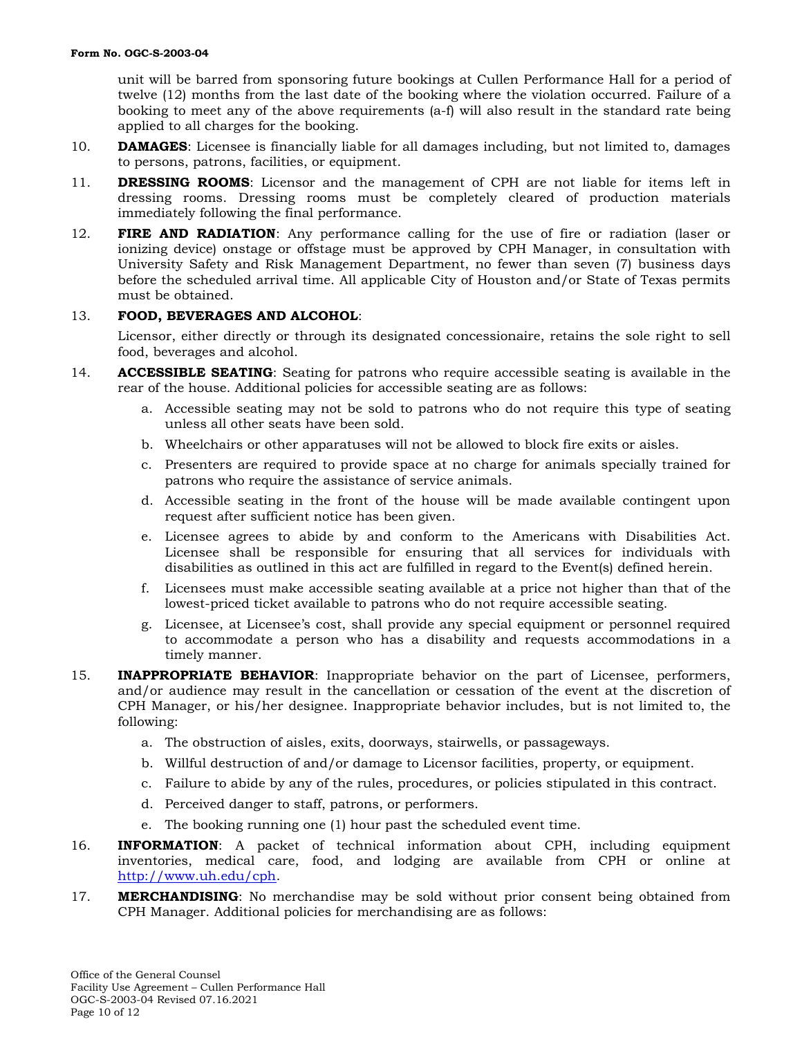unit will be barred from sponsoring future bookings at Cullen Performance Hall for a period of twelve (12) months from the last date of the booking where the violation occurred. Failure of a booking to meet any of the above requirements (a-f) will also result in the standard rate being applied to all charges for the booking.

10. **DAMAGES**: Licensee is financially liable for all damages including, but not limited to, damages to persons, patrons, facilities, or equipment.

11. **DRESSING ROOMS**: Licensor and the management of CPH are not liable for items left in dressing rooms. Dressing rooms must be completely cleared of production materials immediately following the final performance.

12. **FIRE AND RADIATION**: Any performance calling for the use of fire or radiation (laser or ionizing device) onstage or offstage must be approved by CPH Manager, in consultation with University Safety and Risk Management Department, no fewer than seven (7) business days before the scheduled arrival time. All applicable City of Houston and/or State of Texas permits must be obtained.

13. **FOOD, BEVERAGES AND ALCOHOL**:

    Licensor, either directly or through its designated concessionaire, retains the sole right to sell food, beverages and alcohol.

14. **ACCESSIBLE SEATING**: Seating for patrons who require accessible seating is available in the rear of the house. Additional policies for accessible seating are as follows:
    a. Accessible seating may not be sold to patrons who do not require this type of seating unless all other seats have been sold.
    b. Wheelchairs or other apparatuses will not be allowed to block fire exits or aisles.
    c. Presenters are required to provide space at no charge for animals specially trained for patrons who require the assistance of service animals.
    d. Accessible seating in the front of the house will be made available contingent upon request after sufficient notice has been given.
    e. Licensee agrees to abide by and conform to the Americans with Disabilities Act. Licensee shall be responsible for ensuring that all services for individuals with disabilities as outlined in this act are fulfilled in regard to the Event(s) defined herein.
    f. Licensees must make accessible seating available at a price not higher than that of the lowest-priced ticket available to patrons who do not require accessible seating.
    g. Licensee, at Licensee's cost, shall provide any special equipment or personnel required to accommodate a person who has a disability and requests accommodations in a timely manner.

15. **INAPPROPRIATE BEHAVIOR**: Inappropriate behavior on the part of Licensee, performers, and/or audience may result in the cancellation or cessation of the event at the discretion of CPH Manager, or his/her designee. Inappropriate behavior includes, but is not limited to, the following:
    a. The obstruction of aisles, exits, doorways, stairwells, or passageways.
    b. Willful destruction of and/or damage to Licensor facilities, property, or equipment.
    c. Failure to abide by any of the rules, procedures, or policies stipulated in this contract.
    d. Perceived danger to staff, patrons, or performers.
    e. The booking running one (1) hour past the scheduled event time.

16. **INFORMATION**: A packet of technical information about CPH, including equipment inventories, medical care, food, and lodging are available from CPH or online at [http://www.uh.edu/cph](http://www.uh.edu/cph).

17. **MERCHANDISING**: No merchandise may be sold without prior consent being obtained from CPH Manager. Additional policies for merchandising are as follows: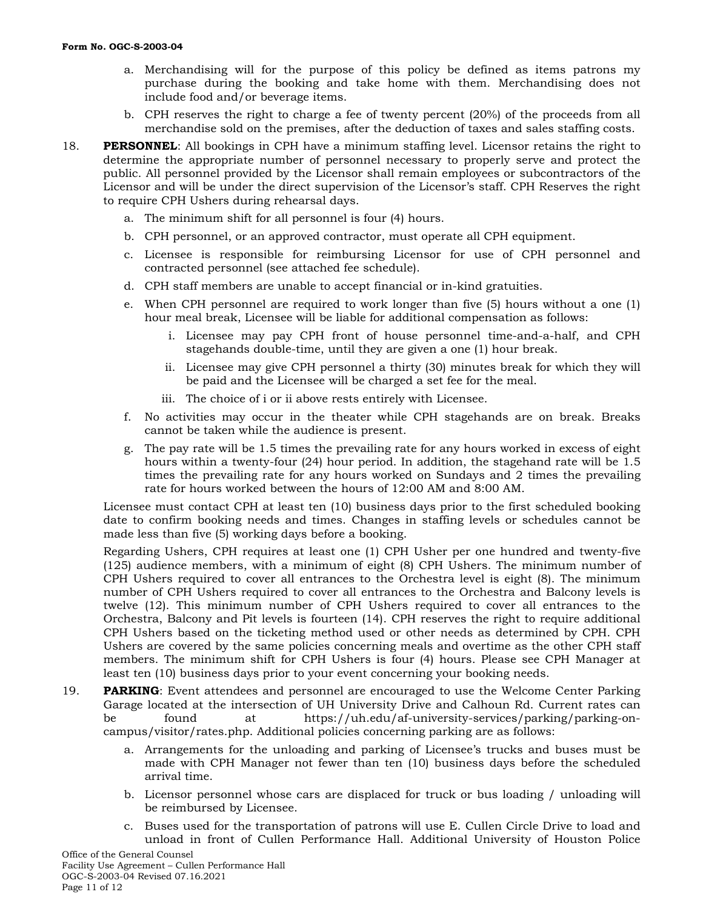**Form No. OGC-S-2003-04**

a. Merchandising will for the purpose of this policy be defined as items patrons my purchase during the booking and take home with them. Merchandising does not include food and/or beverage items.

b. CPH reserves the right to charge a fee of twenty percent (20%) of the proceeds from all merchandise sold on the premises, after the deduction of taxes and sales staffing costs.

18. **PERSONNEL**: All bookings in CPH have a minimum staffing level. Licensor retains the right to determine the appropriate number of personnel necessary to properly serve and protect the public. All personnel provided by the Licensor shall remain employees or subcontractors of the Licensor and will be under the direct supervision of the Licensor's staff. CPH Reserves the right to require CPH Ushers during rehearsal days.

    a. The minimum shift for all personnel is four (4) hours.

    b. CPH personnel, or an approved contractor, must operate all CPH equipment.

    c. Licensee is responsible for reimbursing Licensor for use of CPH personnel and contracted personnel (see attached fee schedule).

    d. CPH staff members are unable to accept financial or in-kind gratuities.

    e. When CPH personnel are required to work longer than five (5) hours without a one (1) hour meal break, Licensee will be liable for additional compensation as follows:

        i. Licensee may pay CPH front of house personnel time-and-a-half, and CPH stagehands double-time, until they are given a one (1) hour break.

        ii. Licensee may give CPH personnel a thirty (30) minutes break for which they will be paid and the Licensee will be charged a set fee for the meal.

        iii. The choice of i or ii above rests entirely with Licensee.

    f. No activities may occur in the theater while CPH stagehands are on break. Breaks cannot be taken while the audience is present.

    g. The pay rate will be 1.5 times the prevailing rate for any hours worked in excess of eight hours within a twenty-four (24) hour period. In addition, the stagehand rate will be 1.5 times the prevailing rate for any hours worked on Sundays and 2 times the prevailing rate for hours worked between the hours of 12:00 AM and 8:00 AM.

    Licensee must contact CPH at least ten (10) business days prior to the first scheduled booking date to confirm booking needs and times. Changes in staffing levels or schedules cannot be made less than five (5) working days before a booking.

    Regarding Ushers, CPH requires at least one (1) CPH Usher per one hundred and twenty-five (125) audience members, with a minimum of eight (8) CPH Ushers. The minimum number of CPH Ushers required to cover all entrances to the Orchestra level is eight (8). The minimum number of CPH Ushers required to cover all entrances to the Orchestra and Balcony levels is twelve (12). This minimum number of CPH Ushers required to cover all entrances to the Orchestra, Balcony and Pit levels is fourteen (14). CPH reserves the right to require additional CPH Ushers based on the ticketing method used or other needs as determined by CPH. CPH Ushers are covered by the same policies concerning meals and overtime as the other CPH staff members. The minimum shift for CPH Ushers is four (4) hours. Please see CPH Manager at least ten (10) business days prior to your event concerning your booking needs.

19. **PARKING**: Event attendees and personnel are encouraged to use the Welcome Center Parking Garage located at the intersection of UH University Drive and Calhoun Rd. Current rates can be found at https://uh.edu/af-university-services/parking/parking-on-campus/visitor/rates.php. Additional policies concerning parking are as follows:

    a. Arrangements for the unloading and parking of Licensee's trucks and buses must be made with CPH Manager not fewer than ten (10) business days before the scheduled arrival time.

    b. Licensor personnel whose cars are displaced for truck or bus loading / unloading will be reimbursed by Licensee.

    c. Buses used for the transportation of patrons will use E. Cullen Circle Drive to load and unload in front of Cullen Performance Hall. Additional University of Houston Police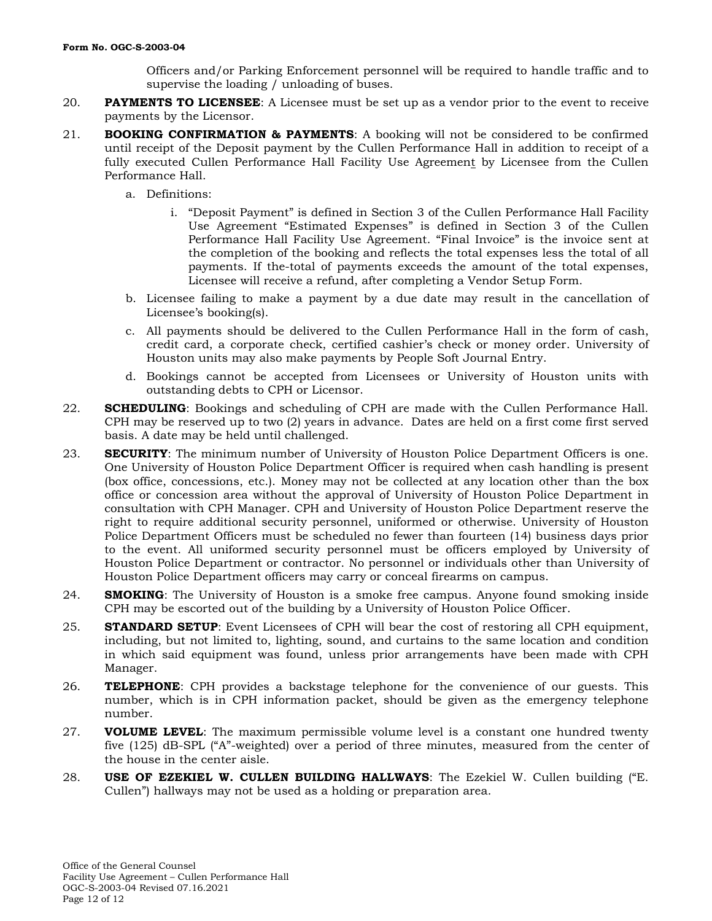Officers and/or Parking Enforcement personnel will be required to handle traffic and to supervise the loading / unloading of buses.

20. **PAYMENTS TO LICENSEE**: A Licensee must be set up as a vendor prior to the event to receive payments by the Licensor.

21. **BOOKING CONFIRMATION & PAYMENTS**: A booking will not be considered to be confirmed until receipt of the Deposit payment by the Cullen Performance Hall in addition to receipt of a fully executed Cullen Performance Hall Facility Use Agreement by Licensee from the Cullen Performance Hall.

    a. Definitions:

        i. "Deposit Payment" is defined in Section 3 of the Cullen Performance Hall Facility Use Agreement "Estimated Expenses" is defined in Section 3 of the Cullen Performance Hall Facility Use Agreement. "Final Invoice" is the invoice sent at the completion of the booking and reflects the total expenses less the total of all payments. If the-total of payments exceeds the amount of the total expenses, Licensee will receive a refund, after completing a Vendor Setup Form.

    b. Licensee failing to make a payment by a due date may result in the cancellation of Licensee's booking(s).

    c. All payments should be delivered to the Cullen Performance Hall in the form of cash, credit card, a corporate check, certified cashier's check or money order. University of Houston units may also make payments by People Soft Journal Entry.

    d. Bookings cannot be accepted from Licensees or University of Houston units with outstanding debts to CPH or Licensor.

22. **SCHEDULING**: Bookings and scheduling of CPH are made with the Cullen Performance Hall. CPH may be reserved up to two (2) years in advance. Dates are held on a first come first served basis. A date may be held until challenged.

23. **SECURITY**: The minimum number of University of Houston Police Department Officers is one. One University of Houston Police Department Officer is required when cash handling is present (box office, concessions, etc.). Money may not be collected at any location other than the box office or concession area without the approval of University of Houston Police Department in consultation with CPH Manager. CPH and University of Houston Police Department reserve the right to require additional security personnel, uniformed or otherwise. University of Houston Police Department Officers must be scheduled no fewer than fourteen (14) business days prior to the event. All uniformed security personnel must be officers employed by University of Houston Police Department or contractor. No personnel or individuals other than University of Houston Police Department officers may carry or conceal firearms on campus.

24. **SMOKING**: The University of Houston is a smoke free campus. Anyone found smoking inside CPH may be escorted out of the building by a University of Houston Police Officer.

25. **STANDARD SETUP**: Event Licensees of CPH will bear the cost of restoring all CPH equipment, including, but not limited to, lighting, sound, and curtains to the same location and condition in which said equipment was found, unless prior arrangements have been made with CPH Manager.

26. **TELEPHONE**: CPH provides a backstage telephone for the convenience of our guests. This number, which is in CPH information packet, should be given as the emergency telephone number.

27. **VOLUME LEVEL**: The maximum permissible volume level is a constant one hundred twenty five (125) dB-SPL ("A"-weighted) over a period of three minutes, measured from the center of the house in the center aisle.

28. **USE OF EZEKIEL W. CULLEN BUILDING HALLWAYS**: The Ezekiel W. Cullen building ("E. Cullen") hallways may not be used as a holding or preparation area.